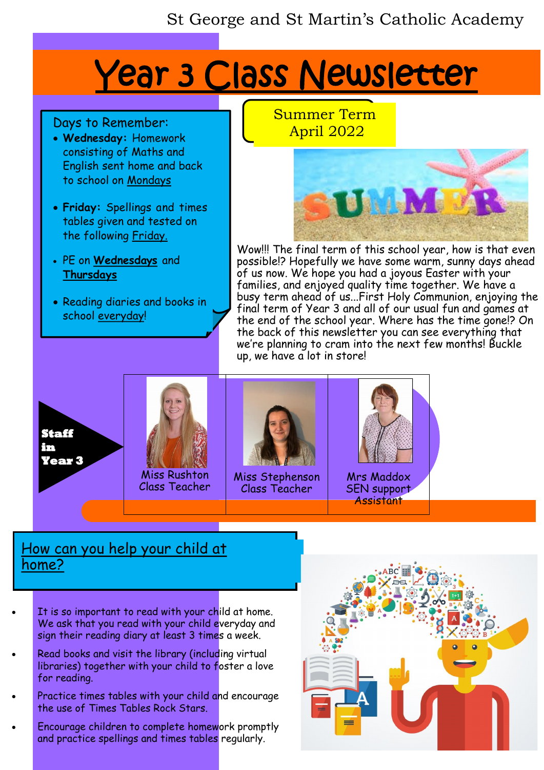St George and St Martin's Catholic Academy

# Year 3 Class Newsletter

## Summer Term April 2022

**Days to Remember:**

- **Wednesday:** Homework consisting of Maths and English sent home and back to school on Mondays
- **Friday:** Spellings and times tables given and tested on the following Friday.
- PE on **Wednesdays** and **Thursdays**
- Reading diaries and books in school everyday!

Wow!!! The final term of this school year, how is that even possible!? Hopefully we have some warm, sunny days ahead of us now. We hope you had a joyous Easter with your families, and enjoyed quality time together. We have a busy term ahead of us...First Holy Communion, enjoying the final term of Year 3 and all of our usual fun and games at the end of the school year. Where has the time gone!? On the back of this newsletter you can see everything that we're planning to cram into the next few months! Buckle up, we have a lot in store!

**Staff in Year 3**

| Miss Rushton<br>Class Teacher | Miss Stephenson<br>Class Teacher | Mrs Maddox<br>SEN support Assistant |
|---|---|---|

## How can you help your child at home?

- It is so important to read with your child at home. We ask that you read with your child everyday and sign their reading diary at least 3 times a week.
- Read books and visit the library (including virtual libraries) together with your child to foster a love for reading.
- Practice times tables with your child and encourage the use of Times Tables Rock Stars.
- Encourage children to complete homework promptly and practice spellings and times tables regularly.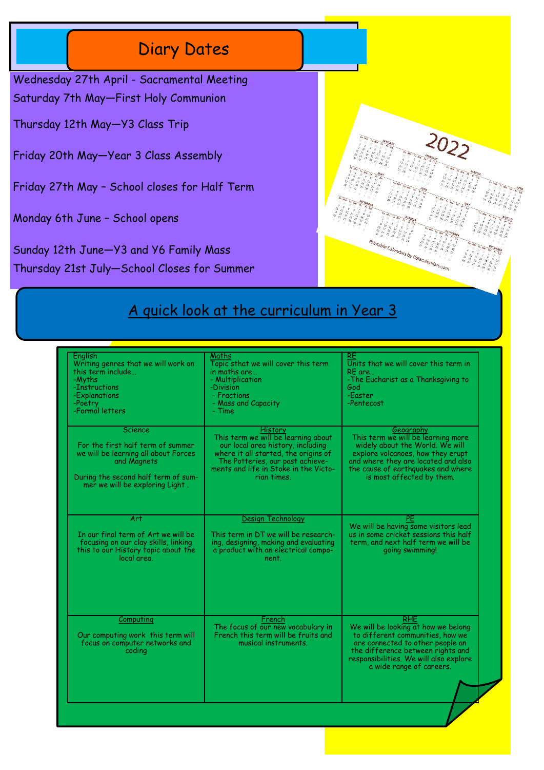# Diary Dates

Wednesday 27th April - Sacramental Meeting

Saturday 7th May—First Holy Communion

Thursday 12th May—Y3 Class Trip

Friday 20th May—Year 3 Class Assembly

Friday 27th May – School closes for Half Term

Monday 6th June – School opens

Sunday 12th June—Y3 and Y6 Family Mass

Thursday 21st July—School Closes for Summer

## A quick look at the curriculum in Year 3

| | | |
|---|---|---|
| English<br>Writing genres that we will work on this term include…<br>-Myths<br>-Instructions<br>-Explanations<br>-Poetry<br>-Formal letters | Maths<br>Topic sthat we will cover this term in maths are…<br>- Multiplication<br>-Division<br>- Fractions<br>- Mass and Capacity<br>- Time | RE<br>Units that we will cover this term in RE are…<br>-The Eucharist as a Thanksgiving to God<br>-Easter<br>-Pentecost |
| Science<br>For the first half term of summer we will be learning all about Forces and Magnets<br>During the second half term of summer we will be exploring Light . | History<br>This term we will be learning about our local area history, including where it all started, the origins of The Potteries, our past achievements and life in Stoke in the Victorian times. | Geography<br>This term we will be learning more widely about the World. We will explore volcanoes, how they erupt and where they are located and also the cause of earthquakes and where is most affected by them. |
| Art<br>In our final term of Art we will be focusing on our clay skills, linking this to our History topic about the local area. | Design Technology<br>This term in DT we will be researching, designing, making and evaluating a product with an electrical component. | PE<br>We will be having some visitors lead us in some cricket sessions this half term, and next half term we will be going swimming! |
| Computing<br>Our computing work this term will focus on computer networks and coding | French<br>The focus of our new vocabulary in French this term will be fruits and musical instruments. | RHE<br>We will be looking at how we belong to different communities, how we are connected to other people an the difference between rights and responsibilities. We will also explore a wide range of careers. |